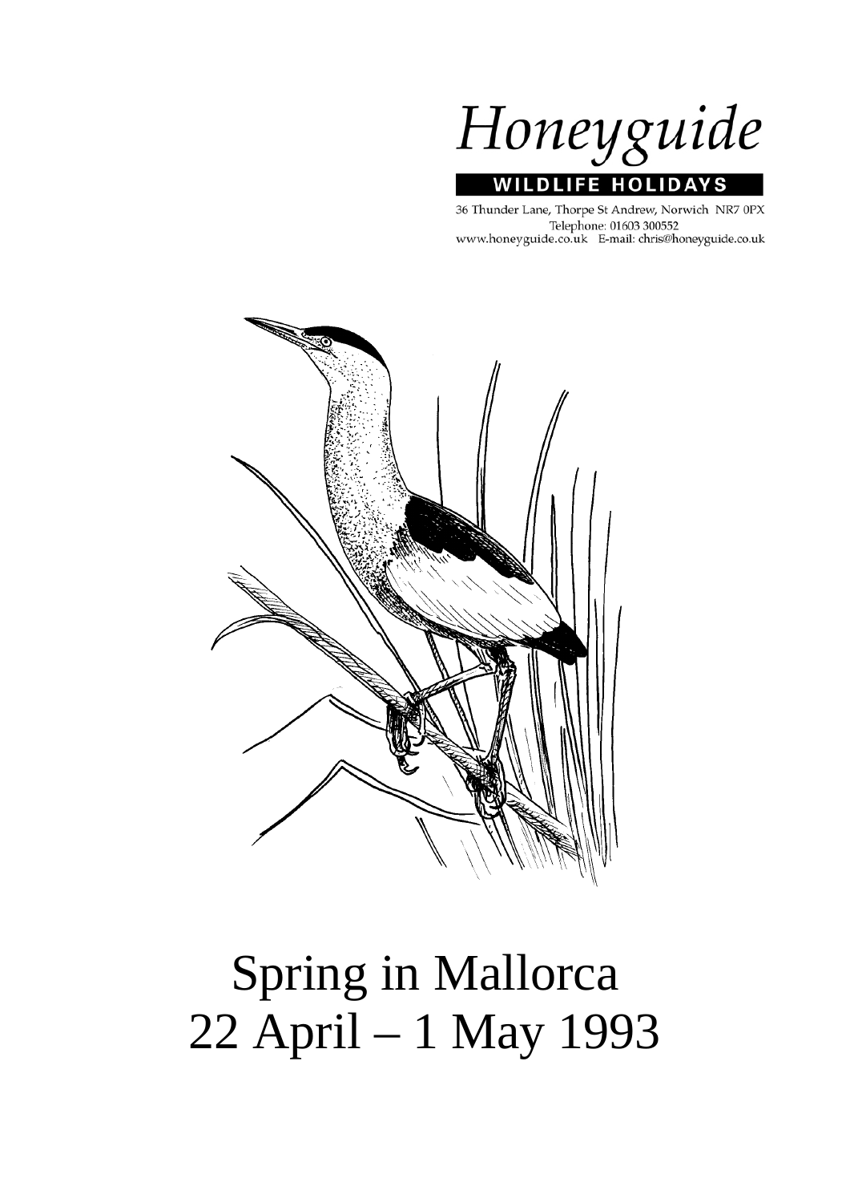# Honeyguide

**WILDLIFE HOLIDAYS**

36 Thunder Lane, Thorpe St Andrew, Norwich NR7 0PX
Telephone: 01603 300552
www.honeyguide.co.uk E-mail: chris@honeyguide.co.uk

# Spring in Mallorca
# 22 April – 1 May 1993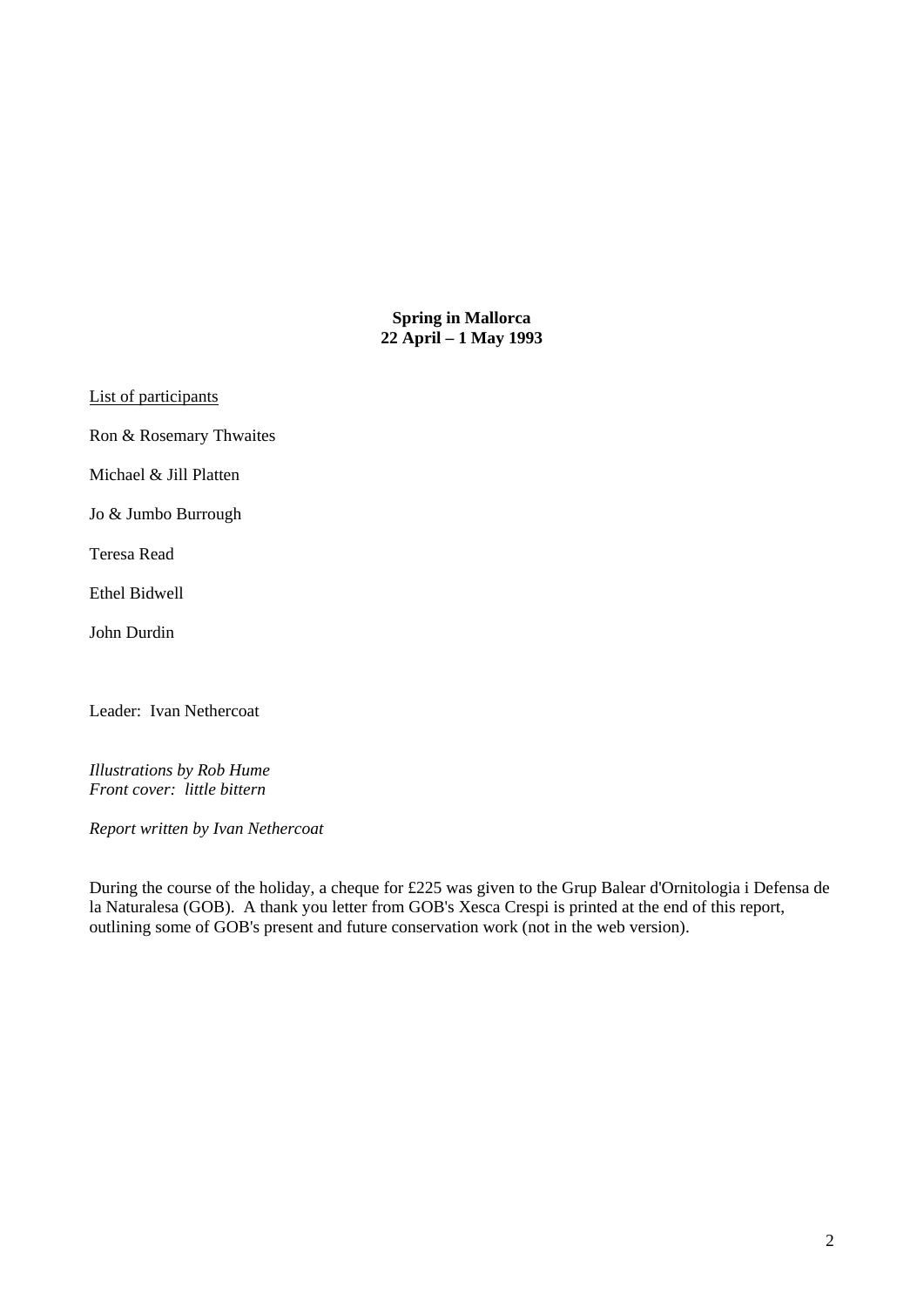**Spring in Mallorca**
**22 April – 1 May 1993**

List of participants

Ron & Rosemary Thwaites

Michael & Jill Platten

Jo & Jumbo Burrough

Teresa Read

Ethel Bidwell

John Durdin

Leader: Ivan Nethercoat

*Illustrations by Rob Hume*
*Front cover: little bittern*

*Report written by Ivan Nethercoat*

During the course of the holiday, a cheque for £225 was given to the Grup Balear d'Ornitologia i Defensa de la Naturalesa (GOB). A thank you letter from GOB's Xesca Crespi is printed at the end of this report, outlining some of GOB's present and future conservation work (not in the web version).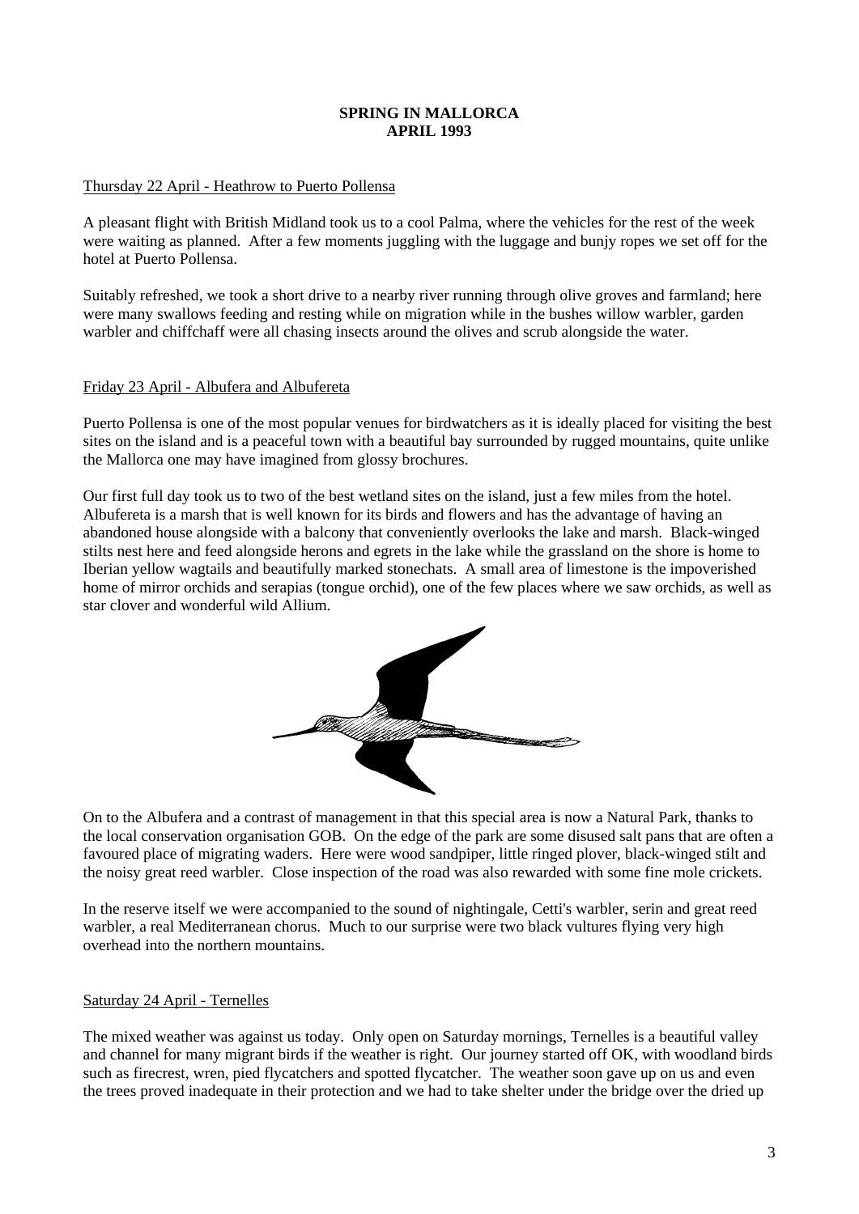**SPRING IN MALLORCA**
**APRIL 1993**

Thursday 22 April - Heathrow to Puerto Pollensa

A pleasant flight with British Midland took us to a cool Palma, where the vehicles for the rest of the week were waiting as planned. After a few moments juggling with the luggage and bunjy ropes we set off for the hotel at Puerto Pollensa.

Suitably refreshed, we took a short drive to a nearby river running through olive groves and farmland; here were many swallows feeding and resting while on migration while in the bushes willow warbler, garden warbler and chiffchaff were all chasing insects around the olives and scrub alongside the water.

Friday 23 April - Albufera and Albufereta

Puerto Pollensa is one of the most popular venues for birdwatchers as it is ideally placed for visiting the best sites on the island and is a peaceful town with a beautiful bay surrounded by rugged mountains, quite unlike the Mallorca one may have imagined from glossy brochures.

Our first full day took us to two of the best wetland sites on the island, just a few miles from the hotel. Albufereta is a marsh that is well known for its birds and flowers and has the advantage of having an abandoned house alongside with a balcony that conveniently overlooks the lake and marsh. Black-winged stilts nest here and feed alongside herons and egrets in the lake while the grassland on the shore is home to Iberian yellow wagtails and beautifully marked stonechats. A small area of limestone is the impoverished home of mirror orchids and serapias (tongue orchid), one of the few places where we saw orchids, as well as star clover and wonderful wild Allium.

On to the Albufera and a contrast of management in that this special area is now a Natural Park, thanks to the local conservation organisation GOB. On the edge of the park are some disused salt pans that are often a favoured place of migrating waders. Here were wood sandpiper, little ringed plover, black-winged stilt and the noisy great reed warbler. Close inspection of the road was also rewarded with some fine mole crickets.

In the reserve itself we were accompanied to the sound of nightingale, Cetti's warbler, serin and great reed warbler, a real Mediterranean chorus. Much to our surprise were two black vultures flying very high overhead into the northern mountains.

Saturday 24 April - Ternelles

The mixed weather was against us today. Only open on Saturday mornings, Ternelles is a beautiful valley and channel for many migrant birds if the weather is right. Our journey started off OK, with woodland birds such as firecrest, wren, pied flycatchers and spotted flycatcher. The weather soon gave up on us and even the trees proved inadequate in their protection and we had to take shelter under the bridge over the dried up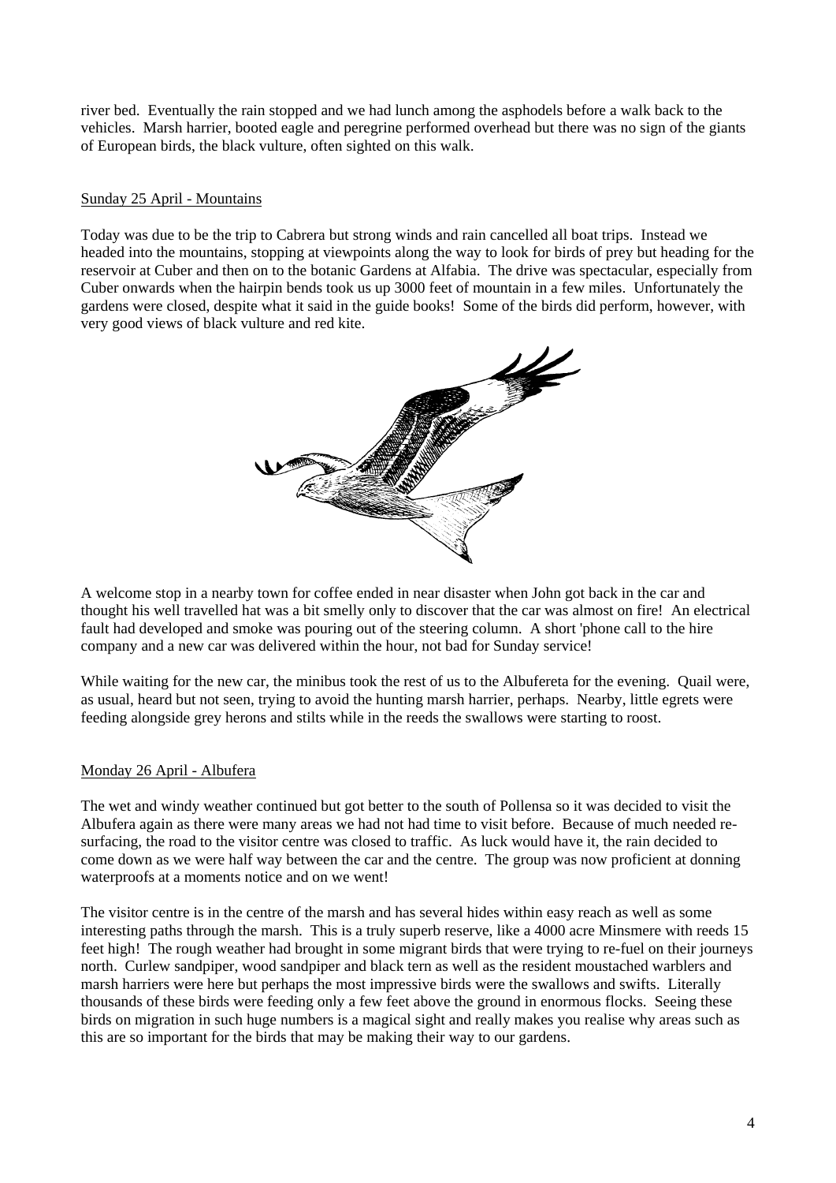river bed. Eventually the rain stopped and we had lunch among the asphodels before a walk back to the vehicles. Marsh harrier, booted eagle and peregrine performed overhead but there was no sign of the giants of European birds, the black vulture, often sighted on this walk.

## Sunday 25 April - Mountains

Today was due to be the trip to Cabrera but strong winds and rain cancelled all boat trips. Instead we headed into the mountains, stopping at viewpoints along the way to look for birds of prey but heading for the reservoir at Cuber and then on to the botanic Gardens at Alfabia. The drive was spectacular, especially from Cuber onwards when the hairpin bends took us up 3000 feet of mountain in a few miles. Unfortunately the gardens were closed, despite what it said in the guide books! Some of the birds did perform, however, with very good views of black vulture and red kite.

A welcome stop in a nearby town for coffee ended in near disaster when John got back in the car and thought his well travelled hat was a bit smelly only to discover that the car was almost on fire! An electrical fault had developed and smoke was pouring out of the steering column. A short 'phone call to the hire company and a new car was delivered within the hour, not bad for Sunday service!

While waiting for the new car, the minibus took the rest of us to the Albufereta for the evening. Quail were, as usual, heard but not seen, trying to avoid the hunting marsh harrier, perhaps. Nearby, little egrets were feeding alongside grey herons and stilts while in the reeds the swallows were starting to roost.

## Monday 26 April - Albufera

The wet and windy weather continued but got better to the south of Pollensa so it was decided to visit the Albufera again as there were many areas we had not had time to visit before. Because of much needed re-surfacing, the road to the visitor centre was closed to traffic. As luck would have it, the rain decided to come down as we were half way between the car and the centre. The group was now proficient at donning waterproofs at a moments notice and on we went!

The visitor centre is in the centre of the marsh and has several hides within easy reach as well as some interesting paths through the marsh. This is a truly superb reserve, like a 4000 acre Minsmere with reeds 15 feet high! The rough weather had brought in some migrant birds that were trying to re-fuel on their journeys north. Curlew sandpiper, wood sandpiper and black tern as well as the resident moustached warblers and marsh harriers were here but perhaps the most impressive birds were the swallows and swifts. Literally thousands of these birds were feeding only a few feet above the ground in enormous flocks. Seeing these birds on migration in such huge numbers is a magical sight and really makes you realise why areas such as this are so important for the birds that may be making their way to our gardens.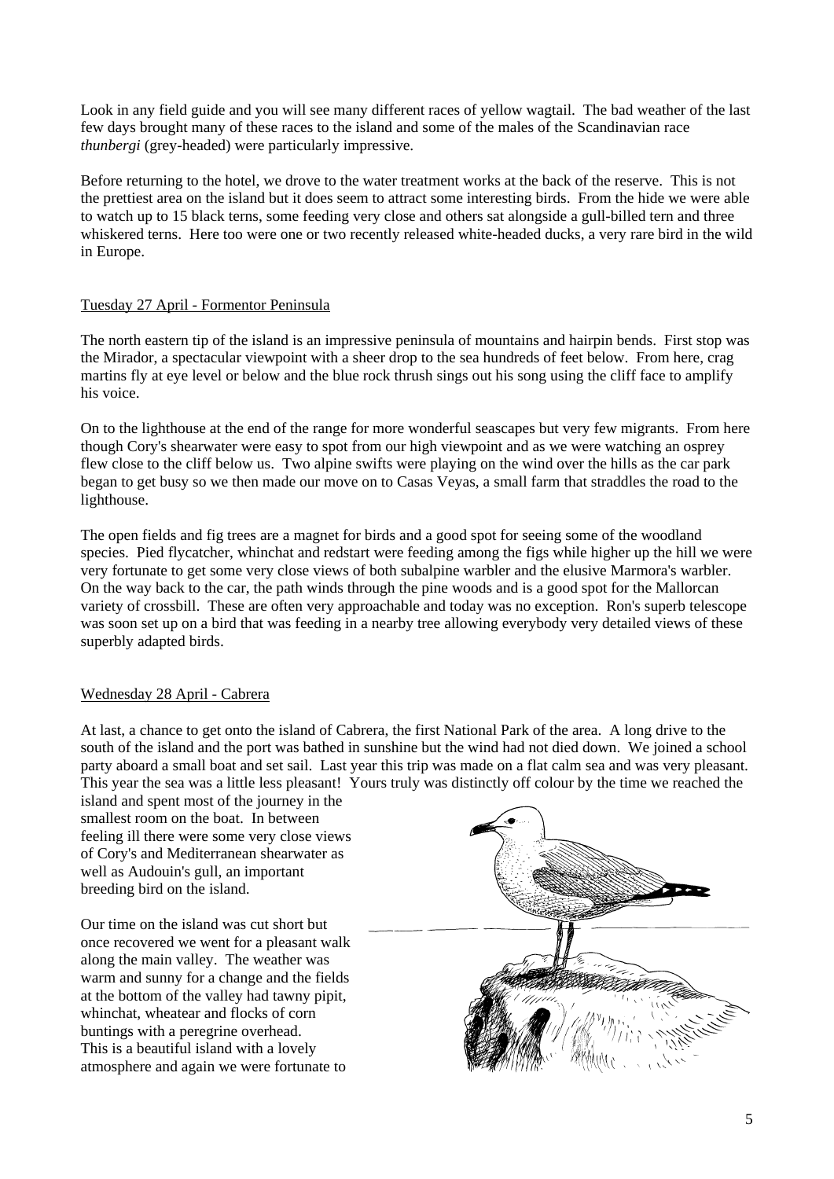Look in any field guide and you will see many different races of yellow wagtail. The bad weather of the last few days brought many of these races to the island and some of the males of the Scandinavian race *thunbergi* (grey-headed) were particularly impressive.

Before returning to the hotel, we drove to the water treatment works at the back of the reserve. This is not the prettiest area on the island but it does seem to attract some interesting birds. From the hide we were able to watch up to 15 black terns, some feeding very close and others sat alongside a gull-billed tern and three whiskered terns. Here too were one or two recently released white-headed ducks, a very rare bird in the wild in Europe.

## Tuesday 27 April - Formentor Peninsula

The north eastern tip of the island is an impressive peninsula of mountains and hairpin bends. First stop was the Mirador, a spectacular viewpoint with a sheer drop to the sea hundreds of feet below. From here, crag martins fly at eye level or below and the blue rock thrush sings out his song using the cliff face to amplify his voice.

On to the lighthouse at the end of the range for more wonderful seascapes but very few migrants. From here though Cory's shearwater were easy to spot from our high viewpoint and as we were watching an osprey flew close to the cliff below us. Two alpine swifts were playing on the wind over the hills as the car park began to get busy so we then made our move on to Casas Veyas, a small farm that straddles the road to the lighthouse.

The open fields and fig trees are a magnet for birds and a good spot for seeing some of the woodland species. Pied flycatcher, whinchat and redstart were feeding among the figs while higher up the hill we were very fortunate to get some very close views of both subalpine warbler and the elusive Marmora's warbler. On the way back to the car, the path winds through the pine woods and is a good spot for the Mallorcan variety of crossbill. These are often very approachable and today was no exception. Ron's superb telescope was soon set up on a bird that was feeding in a nearby tree allowing everybody very detailed views of these superbly adapted birds.

## Wednesday 28 April - Cabrera

At last, a chance to get onto the island of Cabrera, the first National Park of the area. A long drive to the south of the island and the port was bathed in sunshine but the wind had not died down. We joined a school party aboard a small boat and set sail. Last year this trip was made on a flat calm sea and was very pleasant. This year the sea was a little less pleasant! Yours truly was distinctly off colour by the time we reached the island and spent most of the journey in the smallest room on the boat. In between feeling ill there were some very close views of Cory's and Mediterranean shearwater as well as Audouin's gull, an important breeding bird on the island.

Our time on the island was cut short but once recovered we went for a pleasant walk along the main valley. The weather was warm and sunny for a change and the fields at the bottom of the valley had tawny pipit, whinchat, wheatear and flocks of corn buntings with a peregrine overhead. This is a beautiful island with a lovely atmosphere and again we were fortunate to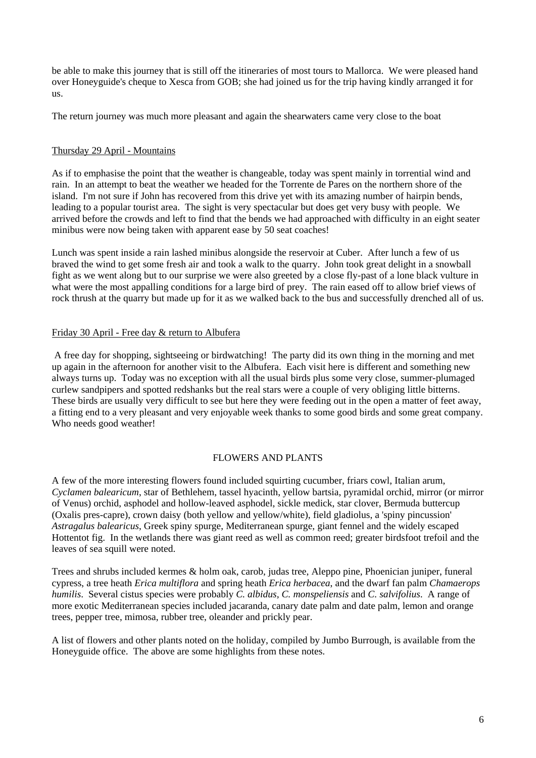be able to make this journey that is still off the itineraries of most tours to Mallorca. We were pleased hand over Honeyguide's cheque to Xesca from GOB; she had joined us for the trip having kindly arranged it for us.

The return journey was much more pleasant and again the shearwaters came very close to the boat

Thursday 29 April - Mountains

As if to emphasise the point that the weather is changeable, today was spent mainly in torrential wind and rain. In an attempt to beat the weather we headed for the Torrente de Pares on the northern shore of the island. I'm not sure if John has recovered from this drive yet with its amazing number of hairpin bends, leading to a popular tourist area. The sight is very spectacular but does get very busy with people. We arrived before the crowds and left to find that the bends we had approached with difficulty in an eight seater minibus were now being taken with apparent ease by 50 seat coaches!

Lunch was spent inside a rain lashed minibus alongside the reservoir at Cuber. After lunch a few of us braved the wind to get some fresh air and took a walk to the quarry. John took great delight in a snowball fight as we went along but to our surprise we were also greeted by a close fly-past of a lone black vulture in what were the most appalling conditions for a large bird of prey. The rain eased off to allow brief views of rock thrush at the quarry but made up for it as we walked back to the bus and successfully drenched all of us.

Friday 30 April - Free day & return to Albufera

A free day for shopping, sightseeing or birdwatching! The party did its own thing in the morning and met up again in the afternoon for another visit to the Albufera. Each visit here is different and something new always turns up. Today was no exception with all the usual birds plus some very close, summer-plumaged curlew sandpipers and spotted redshanks but the real stars were a couple of very obliging little bitterns. These birds are usually very difficult to see but here they were feeding out in the open a matter of feet away, a fitting end to a very pleasant and very enjoyable week thanks to some good birds and some great company. Who needs good weather!

## FLOWERS AND PLANTS

A few of the more interesting flowers found included squirting cucumber, friars cowl, Italian arum, *Cyclamen balearicum*, star of Bethlehem, tassel hyacinth, yellow bartsia, pyramidal orchid, mirror (or mirror of Venus) orchid, asphodel and hollow-leaved asphodel, sickle medick, star clover, Bermuda buttercup (Oxalis pres-capre), crown daisy (both yellow and yellow/white), field gladiolus, a 'spiny pincussion' *Astragalus balearicus*, Greek spiny spurge, Mediterranean spurge, giant fennel and the widely escaped Hottentot fig. In the wetlands there was giant reed as well as common reed; greater birdsfoot trefoil and the leaves of sea squill were noted.

Trees and shrubs included kermes & holm oak, carob, judas tree, Aleppo pine, Phoenician juniper, funeral cypress, a tree heath *Erica multiflora* and spring heath *Erica herbacea*, and the dwarf fan palm *Chamaerops humilis*. Several cistus species were probably *C. albidus*, *C. monspeliensis* and *C. salvifolius*. A range of more exotic Mediterranean species included jacaranda, canary date palm and date palm, lemon and orange trees, pepper tree, mimosa, rubber tree, oleander and prickly pear.

A list of flowers and other plants noted on the holiday, compiled by Jumbo Burrough, is available from the Honeyguide office. The above are some highlights from these notes.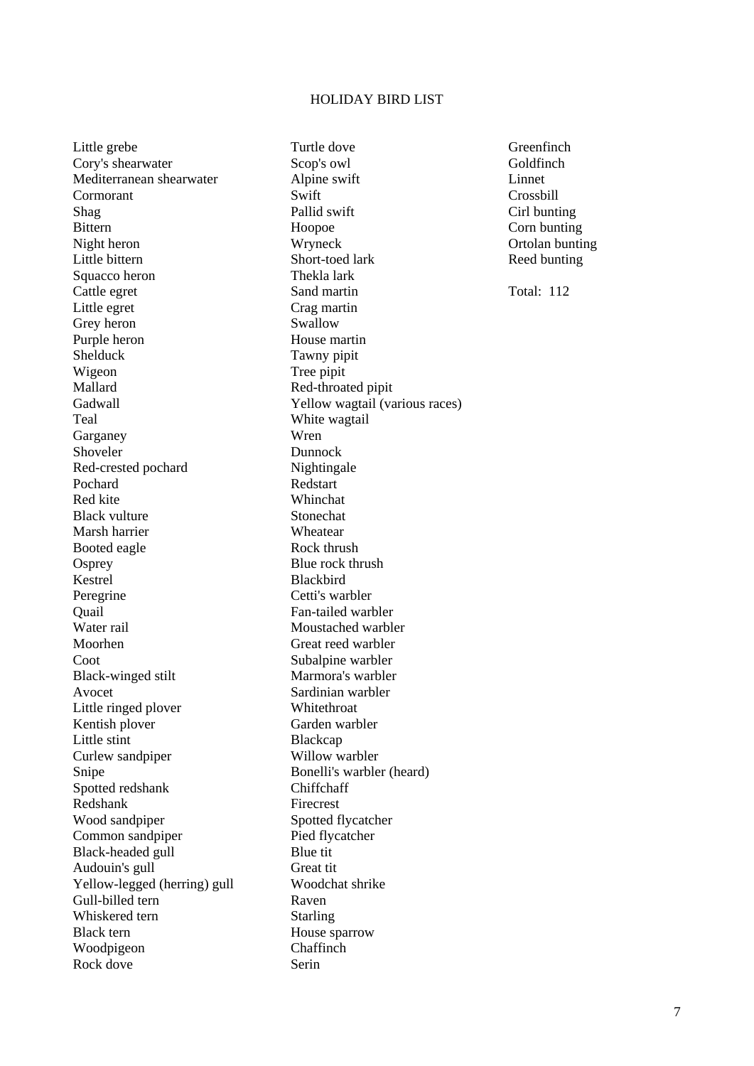HOLIDAY BIRD LIST

Little grebe
Cory's shearwater
Mediterranean shearwater
Cormorant
Shag
Bittern
Night heron
Little bittern
Squacco heron
Cattle egret
Little egret
Grey heron
Purple heron
Shelduck
Wigeon
Mallard
Gadwall
Teal
Garganey
Shoveler
Red-crested pochard
Pochard
Red kite
Black vulture
Marsh harrier
Booted eagle
Osprey
Kestrel
Peregrine
Quail
Water rail
Moorhen
Coot
Black-winged stilt
Avocet
Little ringed plover
Kentish plover
Little stint
Curlew sandpiper
Snipe
Spotted redshank
Redshank
Wood sandpiper
Common sandpiper
Black-headed gull
Audouin's gull
Yellow-legged (herring) gull
Gull-billed tern
Whiskered tern
Black tern
Woodpigeon
Rock dove
Turtle dove
Scop's owl
Alpine swift
Swift
Pallid swift
Hoopoe
Wryneck
Short-toed lark
Thekla lark
Sand martin
Crag martin
Swallow
House martin
Tawny pipit
Tree pipit
Red-throated pipit
Yellow wagtail (various races)
White wagtail
Wren
Dunnock
Nightingale
Redstart
Whinchat
Stonechat
Wheatear
Rock thrush
Blue rock thrush
Blackbird
Cetti's warbler
Fan-tailed warbler
Moustached warbler
Great reed warbler
Subalpine warbler
Marmora's warbler
Sardinian warbler
Whitethroat
Garden warbler
Blackcap
Willow warbler
Bonelli's warbler (heard)
Chiffchaff
Firecrest
Spotted flycatcher
Pied flycatcher
Blue tit
Great tit
Woodchat shrike
Raven
Starling
House sparrow
Chaffinch
Serin
Greenfinch
Goldfinch
Linnet
Crossbill
Cirl bunting
Corn bunting
Ortolan bunting
Reed bunting

Total: 112